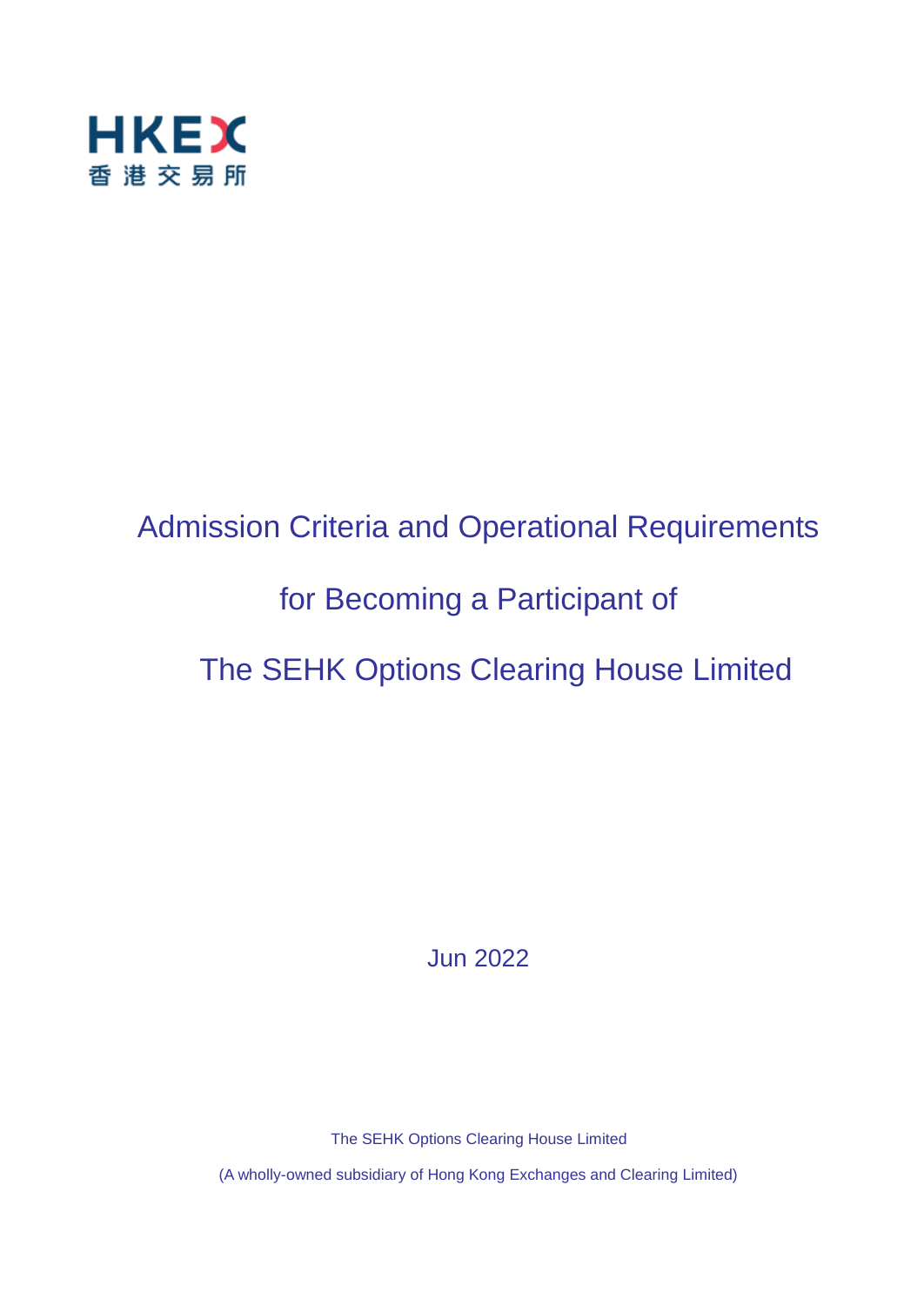HKEX
香港交易所

# Admission Criteria and Operational Requirements for Becoming a Participant of The SEHK Options Clearing House Limited

Jun 2022

The SEHK Options Clearing House Limited

(A wholly-owned subsidiary of Hong Kong Exchanges and Clearing Limited)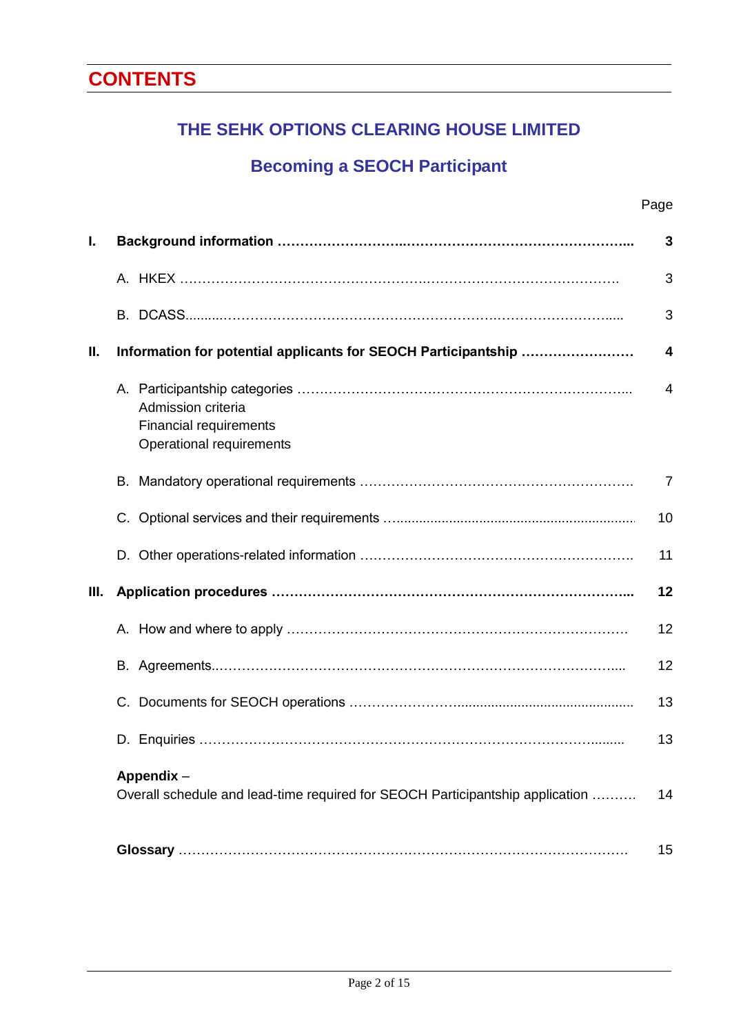# CONTENTS

## THE SEHK OPTIONS CLEARING HOUSE LIMITED

## Becoming a SEOCH Participant

| | | Page |
|---|---|---|
| **I.** | **Background information** | **3** |
| | A. HKEX | 3 |
| | B. DCASS | 3 |
| **II.** | **Information for potential applicants for SEOCH Participantship** | **4** |
| | A. Participantship categories<br>Admission criteria<br>Financial requirements<br>Operational requirements | 4 |
| | B. Mandatory operational requirements | 7 |
| | C. Optional services and their requirements | 10 |
| | D. Other operations-related information | 11 |
| **III.** | **Application procedures** | **12** |
| | A. How and where to apply | 12 |
| | B. Agreements | 12 |
| | C. Documents for SEOCH operations | 13 |
| | D. Enquiries | 13 |
| | **Appendix** –<br>Overall schedule and lead-time required for SEOCH Participantship application | 14 |
| | **Glossary** | 15 |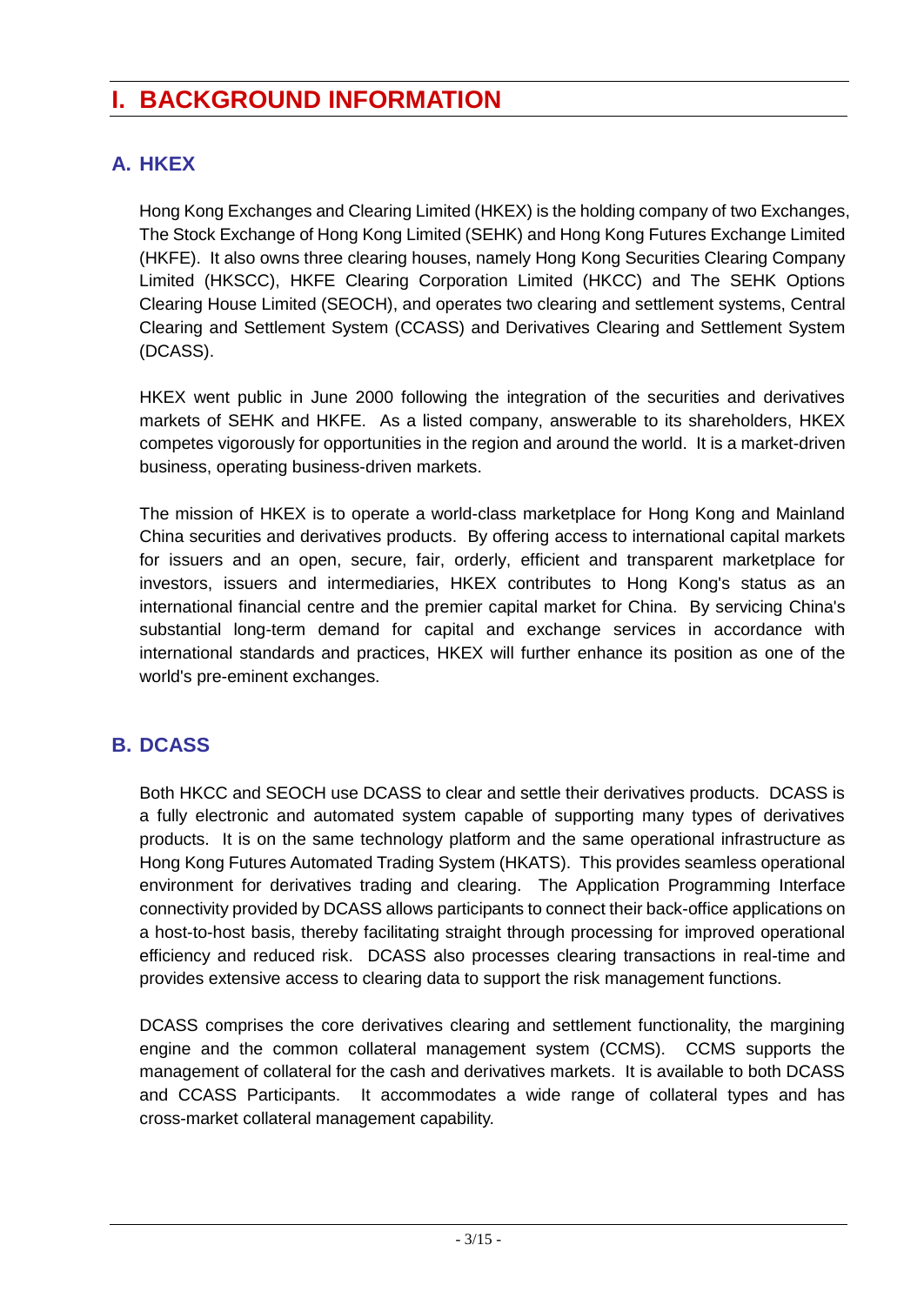# I. BACKGROUND INFORMATION

## A. HKEX

Hong Kong Exchanges and Clearing Limited (HKEX) is the holding company of two Exchanges, The Stock Exchange of Hong Kong Limited (SEHK) and Hong Kong Futures Exchange Limited (HKFE). It also owns three clearing houses, namely Hong Kong Securities Clearing Company Limited (HKSCC), HKFE Clearing Corporation Limited (HKCC) and The SEHK Options Clearing House Limited (SEOCH), and operates two clearing and settlement systems, Central Clearing and Settlement System (CCASS) and Derivatives Clearing and Settlement System (DCASS).

HKEX went public in June 2000 following the integration of the securities and derivatives markets of SEHK and HKFE. As a listed company, answerable to its shareholders, HKEX competes vigorously for opportunities in the region and around the world. It is a market-driven business, operating business-driven markets.

The mission of HKEX is to operate a world-class marketplace for Hong Kong and Mainland China securities and derivatives products. By offering access to international capital markets for issuers and an open, secure, fair, orderly, efficient and transparent marketplace for investors, issuers and intermediaries, HKEX contributes to Hong Kong's status as an international financial centre and the premier capital market for China. By servicing China's substantial long-term demand for capital and exchange services in accordance with international standards and practices, HKEX will further enhance its position as one of the world's pre-eminent exchanges.

## B. DCASS

Both HKCC and SEOCH use DCASS to clear and settle their derivatives products. DCASS is a fully electronic and automated system capable of supporting many types of derivatives products. It is on the same technology platform and the same operational infrastructure as Hong Kong Futures Automated Trading System (HKATS). This provides seamless operational environment for derivatives trading and clearing. The Application Programming Interface connectivity provided by DCASS allows participants to connect their back-office applications on a host-to-host basis, thereby facilitating straight through processing for improved operational efficiency and reduced risk. DCASS also processes clearing transactions in real-time and provides extensive access to clearing data to support the risk management functions.

DCASS comprises the core derivatives clearing and settlement functionality, the margining engine and the common collateral management system (CCMS). CCMS supports the management of collateral for the cash and derivatives markets. It is available to both DCASS and CCASS Participants. It accommodates a wide range of collateral types and has cross-market collateral management capability.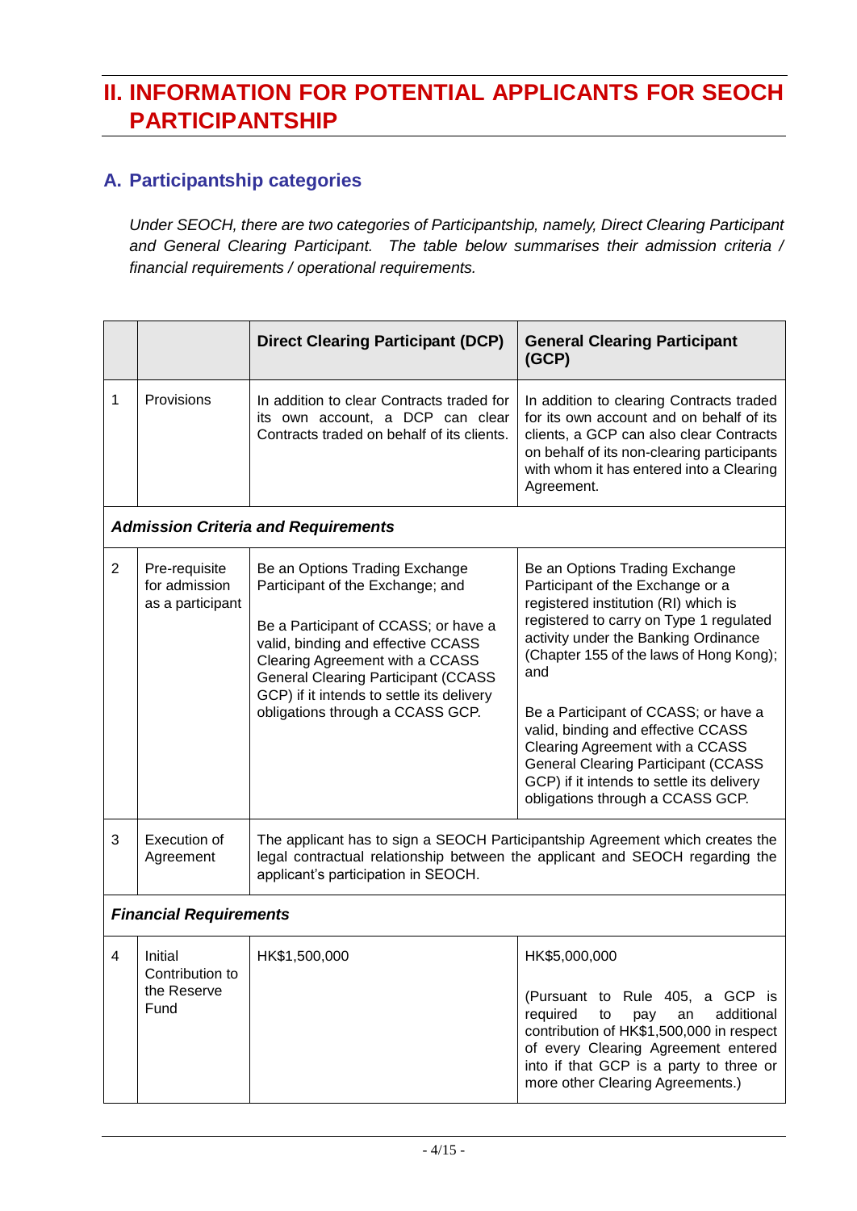# II. INFORMATION FOR POTENTIAL APPLICANTS FOR SEOCH PARTICIPANTSHIP

## A. Participantship categories

*Under SEOCH, there are two categories of Participantship, namely, Direct Clearing Participant and General Clearing Participant. The table below summarises their admission criteria / financial requirements / operational requirements.*

| | | Direct Clearing Participant (DCP) | General Clearing Participant (GCP) |
|---|---|---|---|
| 1 | Provisions | In addition to clear Contracts traded for its own account, a DCP can clear Contracts traded on behalf of its clients. | In addition to clearing Contracts traded for its own account and on behalf of its clients, a GCP can also clear Contracts on behalf of its non-clearing participants with whom it has entered into a Clearing Agreement. |
| ***Admission Criteria and Requirements*** | | | |
| 2 | Pre-requisite for admission as a participant | Be an Options Trading Exchange Participant of the Exchange; and<br><br>Be a Participant of CCASS; or have a valid, binding and effective CCASS Clearing Agreement with a CCASS General Clearing Participant (CCASS GCP) if it intends to settle its delivery obligations through a CCASS GCP. | Be an Options Trading Exchange Participant of the Exchange or a registered institution (RI) which is registered to carry on Type 1 regulated activity under the Banking Ordinance (Chapter 155 of the laws of Hong Kong); and<br><br>Be a Participant of CCASS; or have a valid, binding and effective CCASS Clearing Agreement with a CCASS General Clearing Participant (CCASS GCP) if it intends to settle its delivery obligations through a CCASS GCP. |
| 3 | Execution of Agreement | The applicant has to sign a SEOCH Participantship Agreement which creates the legal contractual relationship between the applicant and SEOCH regarding the applicant's participation in SEOCH. | |
| ***Financial Requirements*** | | | |
| 4 | Initial Contribution to the Reserve Fund | HK$1,500,000 | HK$5,000,000<br><br>(Pursuant to Rule 405, a GCP is required to pay an additional contribution of HK$1,500,000 in respect of every Clearing Agreement entered into if that GCP is a party to three or more other Clearing Agreements.) |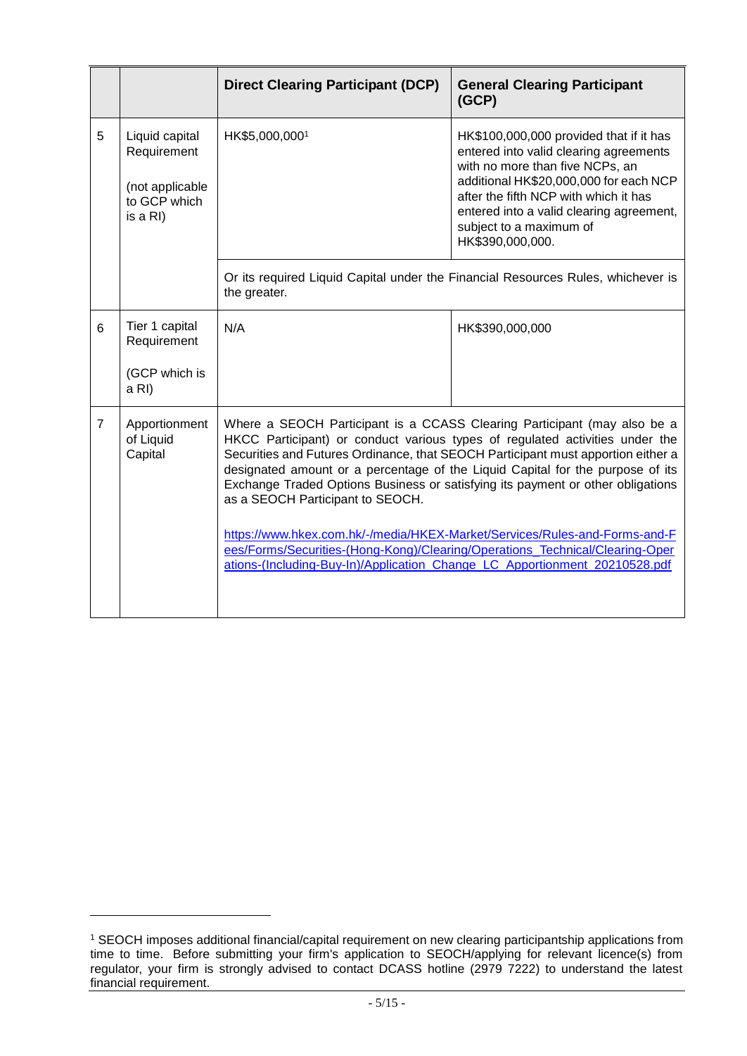| | | Direct Clearing Participant (DCP) | General Clearing Participant (GCP) |
|---|---|---|---|
| 5 | Liquid capital Requirement<br><br>(not applicable to GCP which is a RI) | HK$5,000,000[1] | HK$100,000,000 provided that if it has entered into valid clearing agreements with no more than five NCPs, an additional HK$20,000,000 for each NCP after the fifth NCP with which it has entered into a valid clearing agreement, subject to a maximum of HK$390,000,000. |
| | | Or its required Liquid Capital under the Financial Resources Rules, whichever is the greater. | |
| 6 | Tier 1 capital Requirement<br><br>(GCP which is a RI) | N/A | HK$390,000,000 |
| 7 | Apportionment of Liquid Capital | Where a SEOCH Participant is a CCASS Clearing Participant (may also be a HKCC Participant) or conduct various types of regulated activities under the Securities and Futures Ordinance, that SEOCH Participant must apportion either a designated amount or a percentage of the Liquid Capital for the purpose of its Exchange Traded Options Business or satisfying its payment or other obligations as a SEOCH Participant to SEOCH.<br><br>https://www.hkex.com.hk/-/media/HKEX-Market/Services/Rules-and-Forms-and-Fees/Forms/Securities-(Hong-Kong)/Clearing/Operations_Technical/Clearing-Operations-(Including-Buy-In)/Application_Change_LC_Apportionment_20210528.pdf | |

[1] SEOCH imposes additional financial/capital requirement on new clearing participantship applications from time to time. Before submitting your firm's application to SEOCH/applying for relevant licence(s) from regulator, your firm is strongly advised to contact DCASS hotline (2979 7222) to understand the latest financial requirement.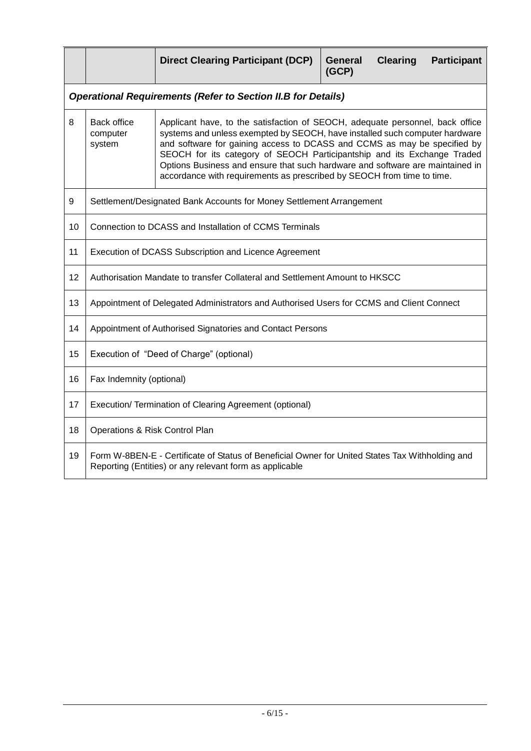|  |  | **Direct Clearing Participant (DCP)** | **General Clearing Participant (GCP)** |
|---|---|---|---|
| ***Operational Requirements (Refer to Section II.B for Details)*** | | | |
| 8 | Back office computer system | Applicant have, to the satisfaction of SEOCH, adequate personnel, back office systems and unless exempted by SEOCH, have installed such computer hardware and software for gaining access to DCASS and CCMS as may be specified by SEOCH for its category of SEOCH Participantship and its Exchange Traded Options Business and ensure that such hardware and software are maintained in accordance with requirements as prescribed by SEOCH from time to time. | |
| 9 | Settlement/Designated Bank Accounts for Money Settlement Arrangement | | |
| 10 | Connection to DCASS and Installation of CCMS Terminals | | |
| 11 | Execution of DCASS Subscription and Licence Agreement | | |
| 12 | Authorisation Mandate to transfer Collateral and Settlement Amount to HKSCC | | |
| 13 | Appointment of Delegated Administrators and Authorised Users for CCMS and Client Connect | | |
| 14 | Appointment of Authorised Signatories and Contact Persons | | |
| 15 | Execution of "Deed of Charge" (optional) | | |
| 16 | Fax Indemnity (optional) | | |
| 17 | Execution/ Termination of Clearing Agreement (optional) | | |
| 18 | Operations & Risk Control Plan | | |
| 19 | Form W-8BEN-E - Certificate of Status of Beneficial Owner for United States Tax Withholding and Reporting (Entities) or any relevant form as applicable | | |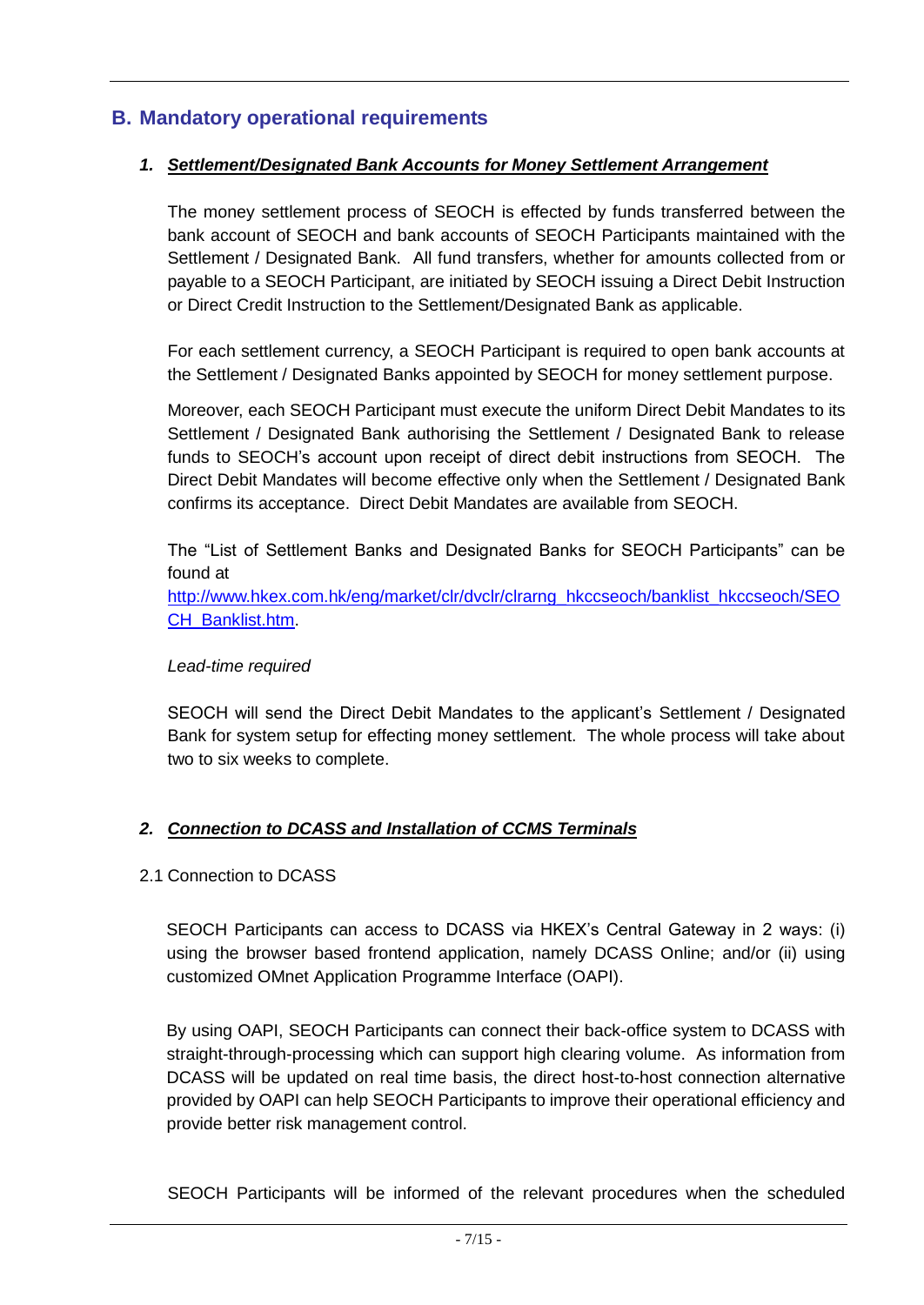## B. Mandatory operational requirements

### 1. *Settlement/Designated Bank Accounts for Money Settlement Arrangement*

The money settlement process of SEOCH is effected by funds transferred between the bank account of SEOCH and bank accounts of SEOCH Participants maintained with the Settlement / Designated Bank. All fund transfers, whether for amounts collected from or payable to a SEOCH Participant, are initiated by SEOCH issuing a Direct Debit Instruction or Direct Credit Instruction to the Settlement/Designated Bank as applicable.

For each settlement currency, a SEOCH Participant is required to open bank accounts at the Settlement / Designated Banks appointed by SEOCH for money settlement purpose.

Moreover, each SEOCH Participant must execute the uniform Direct Debit Mandates to its Settlement / Designated Bank authorising the Settlement / Designated Bank to release funds to SEOCH's account upon receipt of direct debit instructions from SEOCH. The Direct Debit Mandates will become effective only when the Settlement / Designated Bank confirms its acceptance. Direct Debit Mandates are available from SEOCH.

The "List of Settlement Banks and Designated Banks for SEOCH Participants" can be found at http://www.hkex.com.hk/eng/market/clr/dvclr/clrarng_hkccseoch/banklist_hkccseoch/SEOCH_Banklist.htm.

*Lead-time required*

SEOCH will send the Direct Debit Mandates to the applicant's Settlement / Designated Bank for system setup for effecting money settlement. The whole process will take about two to six weeks to complete.

### 2. *Connection to DCASS and Installation of CCMS Terminals*

2.1 Connection to DCASS

SEOCH Participants can access to DCASS via HKEX's Central Gateway in 2 ways: (i) using the browser based frontend application, namely DCASS Online; and/or (ii) using customized OMnet Application Programme Interface (OAPI).

By using OAPI, SEOCH Participants can connect their back-office system to DCASS with straight-through-processing which can support high clearing volume. As information from DCASS will be updated on real time basis, the direct host-to-host connection alternative provided by OAPI can help SEOCH Participants to improve their operational efficiency and provide better risk management control.

SEOCH Participants will be informed of the relevant procedures when the scheduled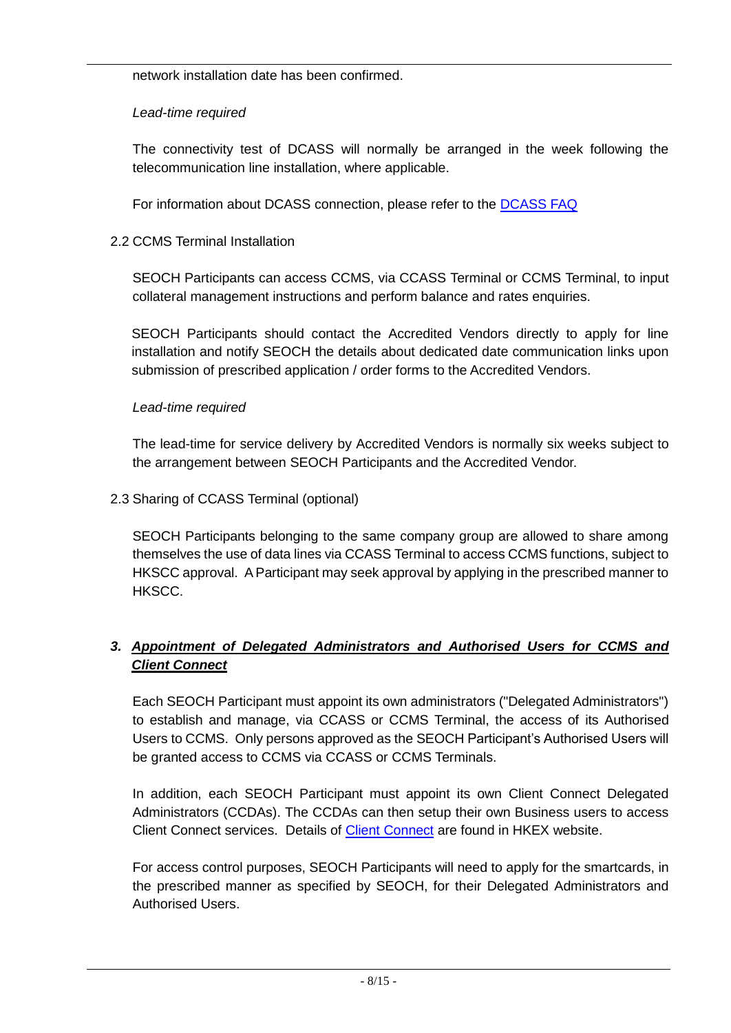network installation date has been confirmed.

*Lead-time required*

The connectivity test of DCASS will normally be arranged in the week following the telecommunication line installation, where applicable.

For information about DCASS connection, please refer to the [DCASS FAQ]

2.2 CCMS Terminal Installation

SEOCH Participants can access CCMS, via CCASS Terminal or CCMS Terminal, to input collateral management instructions and perform balance and rates enquiries.

SEOCH Participants should contact the Accredited Vendors directly to apply for line installation and notify SEOCH the details about dedicated date communication links upon submission of prescribed application / order forms to the Accredited Vendors.

*Lead-time required*

The lead-time for service delivery by Accredited Vendors is normally six weeks subject to the arrangement between SEOCH Participants and the Accredited Vendor.

2.3 Sharing of CCASS Terminal (optional)

SEOCH Participants belonging to the same company group are allowed to share among themselves the use of data lines via CCASS Terminal to access CCMS functions, subject to HKSCC approval. A Participant may seek approval by applying in the prescribed manner to HKSCC.

### ***3. Appointment of Delegated Administrators and Authorised Users for CCMS and Client Connect***

Each SEOCH Participant must appoint its own administrators ("Delegated Administrators") to establish and manage, via CCASS or CCMS Terminal, the access of its Authorised Users to CCMS. Only persons approved as the SEOCH Participant's Authorised Users will be granted access to CCMS via CCASS or CCMS Terminals.

In addition, each SEOCH Participant must appoint its own Client Connect Delegated Administrators (CCDAs). The CCDAs can then setup their own Business users to access Client Connect services. Details of [Client Connect] are found in HKEX website.

For access control purposes, SEOCH Participants will need to apply for the smartcards, in the prescribed manner as specified by SEOCH, for their Delegated Administrators and Authorised Users.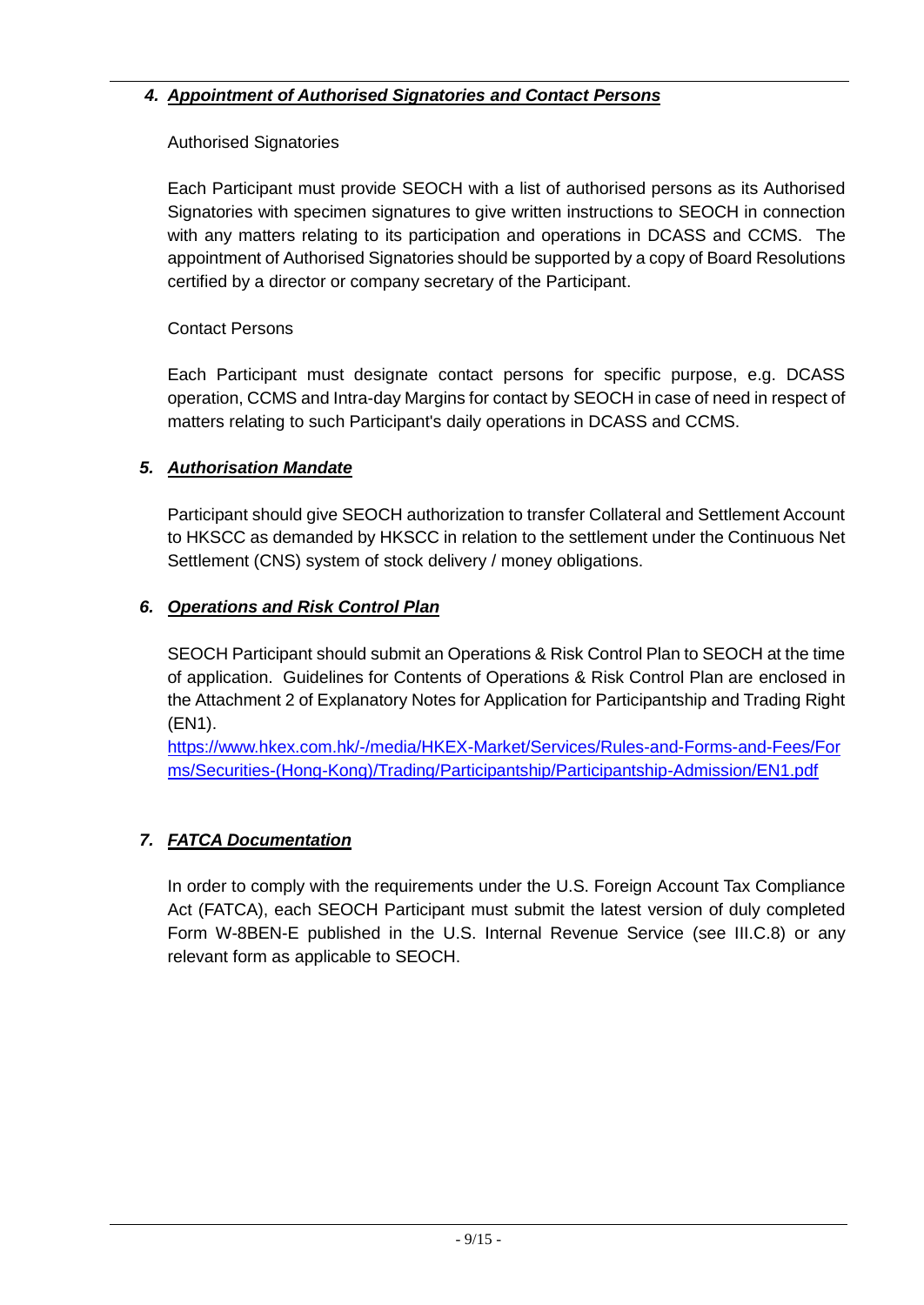### ***4. Appointment of Authorised Signatories and Contact Persons***

Authorised Signatories

Each Participant must provide SEOCH with a list of authorised persons as its Authorised Signatories with specimen signatures to give written instructions to SEOCH in connection with any matters relating to its participation and operations in DCASS and CCMS. The appointment of Authorised Signatories should be supported by a copy of Board Resolutions certified by a director or company secretary of the Participant.

Contact Persons

Each Participant must designate contact persons for specific purpose, e.g. DCASS operation, CCMS and Intra-day Margins for contact by SEOCH in case of need in respect of matters relating to such Participant's daily operations in DCASS and CCMS.

### ***5. Authorisation Mandate***

Participant should give SEOCH authorization to transfer Collateral and Settlement Account to HKSCC as demanded by HKSCC in relation to the settlement under the Continuous Net Settlement (CNS) system of stock delivery / money obligations.

### ***6. Operations and Risk Control Plan***

SEOCH Participant should submit an Operations & Risk Control Plan to SEOCH at the time of application. Guidelines for Contents of Operations & Risk Control Plan are enclosed in the Attachment 2 of Explanatory Notes for Application for Participantship and Trading Right (EN1).
https://www.hkex.com.hk/-/media/HKEX-Market/Services/Rules-and-Forms-and-Fees/Forms/Securities-(Hong-Kong)/Trading/Participantship/Participantship-Admission/EN1.pdf

### ***7. FATCA Documentation***

In order to comply with the requirements under the U.S. Foreign Account Tax Compliance Act (FATCA), each SEOCH Participant must submit the latest version of duly completed Form W-8BEN-E published in the U.S. Internal Revenue Service (see III.C.8) or any relevant form as applicable to SEOCH.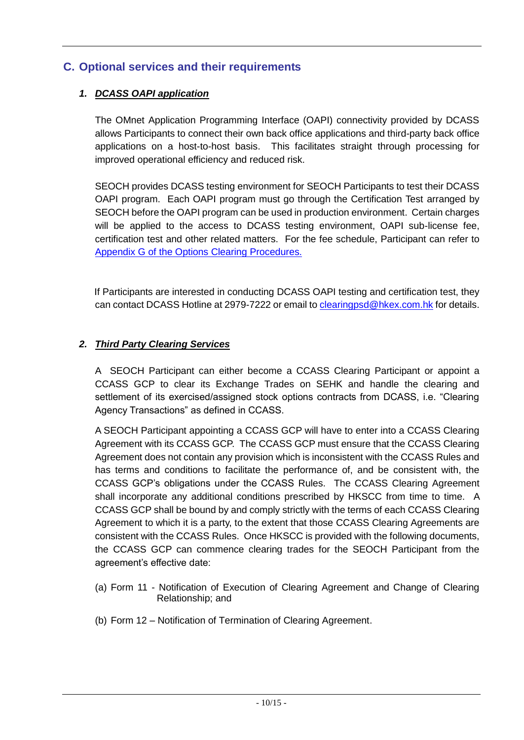## C. Optional services and their requirements

### *1. DCASS OAPI application*

The OMnet Application Programming Interface (OAPI) connectivity provided by DCASS allows Participants to connect their own back office applications and third-party back office applications on a host-to-host basis. This facilitates straight through processing for improved operational efficiency and reduced risk.

SEOCH provides DCASS testing environment for SEOCH Participants to test their DCASS OAPI program. Each OAPI program must go through the Certification Test arranged by SEOCH before the OAPI program can be used in production environment. Certain charges will be applied to the access to DCASS testing environment, OAPI sub-license fee, certification test and other related matters. For the fee schedule, Participant can refer to Appendix G of the Options Clearing Procedures.

If Participants are interested in conducting DCASS OAPI testing and certification test, they can contact DCASS Hotline at 2979-7222 or email to clearingpsd@hkex.com.hk for details.

### *2. Third Party Clearing Services*

A SEOCH Participant can either become a CCASS Clearing Participant or appoint a CCASS GCP to clear its Exchange Trades on SEHK and handle the clearing and settlement of its exercised/assigned stock options contracts from DCASS, i.e. "Clearing Agency Transactions" as defined in CCASS.

A SEOCH Participant appointing a CCASS GCP will have to enter into a CCASS Clearing Agreement with its CCASS GCP. The CCASS GCP must ensure that the CCASS Clearing Agreement does not contain any provision which is inconsistent with the CCASS Rules and has terms and conditions to facilitate the performance of, and be consistent with, the CCASS GCP's obligations under the CCASS Rules. The CCASS Clearing Agreement shall incorporate any additional conditions prescribed by HKSCC from time to time. A CCASS GCP shall be bound by and comply strictly with the terms of each CCASS Clearing Agreement to which it is a party, to the extent that those CCASS Clearing Agreements are consistent with the CCASS Rules. Once HKSCC is provided with the following documents, the CCASS GCP can commence clearing trades for the SEOCH Participant from the agreement's effective date:

(a) Form 11 - Notification of Execution of Clearing Agreement and Change of Clearing Relationship; and

(b) Form 12 – Notification of Termination of Clearing Agreement.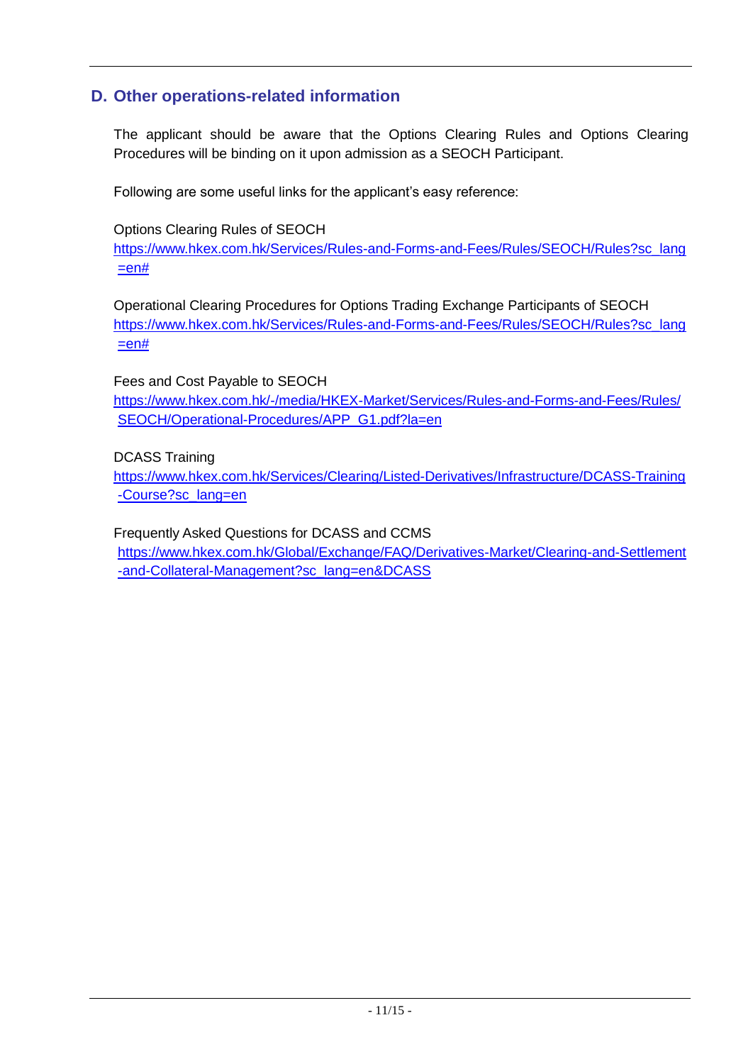## D. Other operations-related information

The applicant should be aware that the Options Clearing Rules and Options Clearing Procedures will be binding on it upon admission as a SEOCH Participant.

Following are some useful links for the applicant's easy reference:

Options Clearing Rules of SEOCH
https://www.hkex.com.hk/Services/Rules-and-Forms-and-Fees/Rules/SEOCH/Rules?sc_lang=en#

Operational Clearing Procedures for Options Trading Exchange Participants of SEOCH
https://www.hkex.com.hk/Services/Rules-and-Forms-and-Fees/Rules/SEOCH/Rules?sc_lang=en#

Fees and Cost Payable to SEOCH
https://www.hkex.com.hk/-/media/HKEX-Market/Services/Rules-and-Forms-and-Fees/Rules/SEOCH/Operational-Procedures/APP_G1.pdf?la=en

DCASS Training
https://www.hkex.com.hk/Services/Clearing/Listed-Derivatives/Infrastructure/DCASS-Training-Course?sc_lang=en

Frequently Asked Questions for DCASS and CCMS
https://www.hkex.com.hk/Global/Exchange/FAQ/Derivatives-Market/Clearing-and-Settlement-and-Collateral-Management?sc_lang=en&DCASS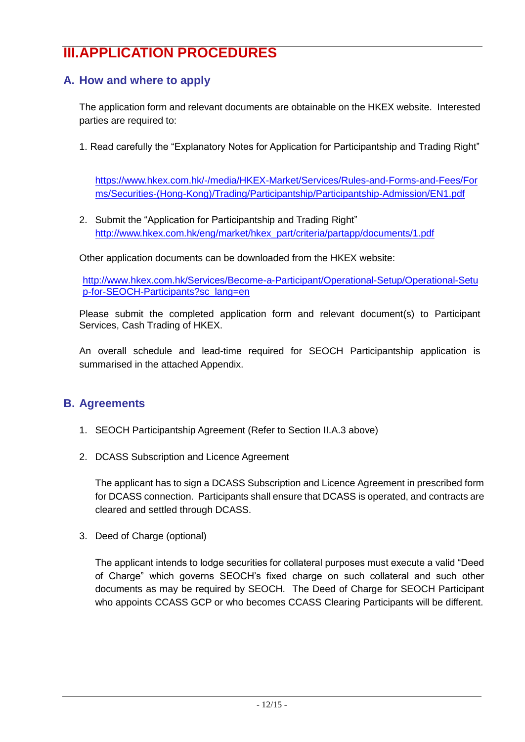# III. APPLICATION PROCEDURES

## A. How and where to apply

The application form and relevant documents are obtainable on the HKEX website. Interested parties are required to:

1. Read carefully the "Explanatory Notes for Application for Participantship and Trading Right"

   https://www.hkex.com.hk/-/media/HKEX-Market/Services/Rules-and-Forms-and-Fees/Forms/Securities-(Hong-Kong)/Trading/Participantship/Participantship-Admission/EN1.pdf

2. Submit the "Application for Participantship and Trading Right"
   http://www.hkex.com.hk/eng/market/hkex_part/criteria/partapp/documents/1.pdf

Other application documents can be downloaded from the HKEX website:

http://www.hkex.com.hk/Services/Become-a-Participant/Operational-Setup/Operational-Setup-for-SEOCH-Participants?sc_lang=en

Please submit the completed application form and relevant document(s) to Participant Services, Cash Trading of HKEX.

An overall schedule and lead-time required for SEOCH Participantship application is summarised in the attached Appendix.

## B. Agreements

1. SEOCH Participantship Agreement (Refer to Section II.A.3 above)

2. DCASS Subscription and Licence Agreement

   The applicant has to sign a DCASS Subscription and Licence Agreement in prescribed form for DCASS connection. Participants shall ensure that DCASS is operated, and contracts are cleared and settled through DCASS.

3. Deed of Charge (optional)

   The applicant intends to lodge securities for collateral purposes must execute a valid "Deed of Charge" which governs SEOCH's fixed charge on such collateral and such other documents as may be required by SEOCH. The Deed of Charge for SEOCH Participant who appoints CCASS GCP or who becomes CCASS Clearing Participants will be different.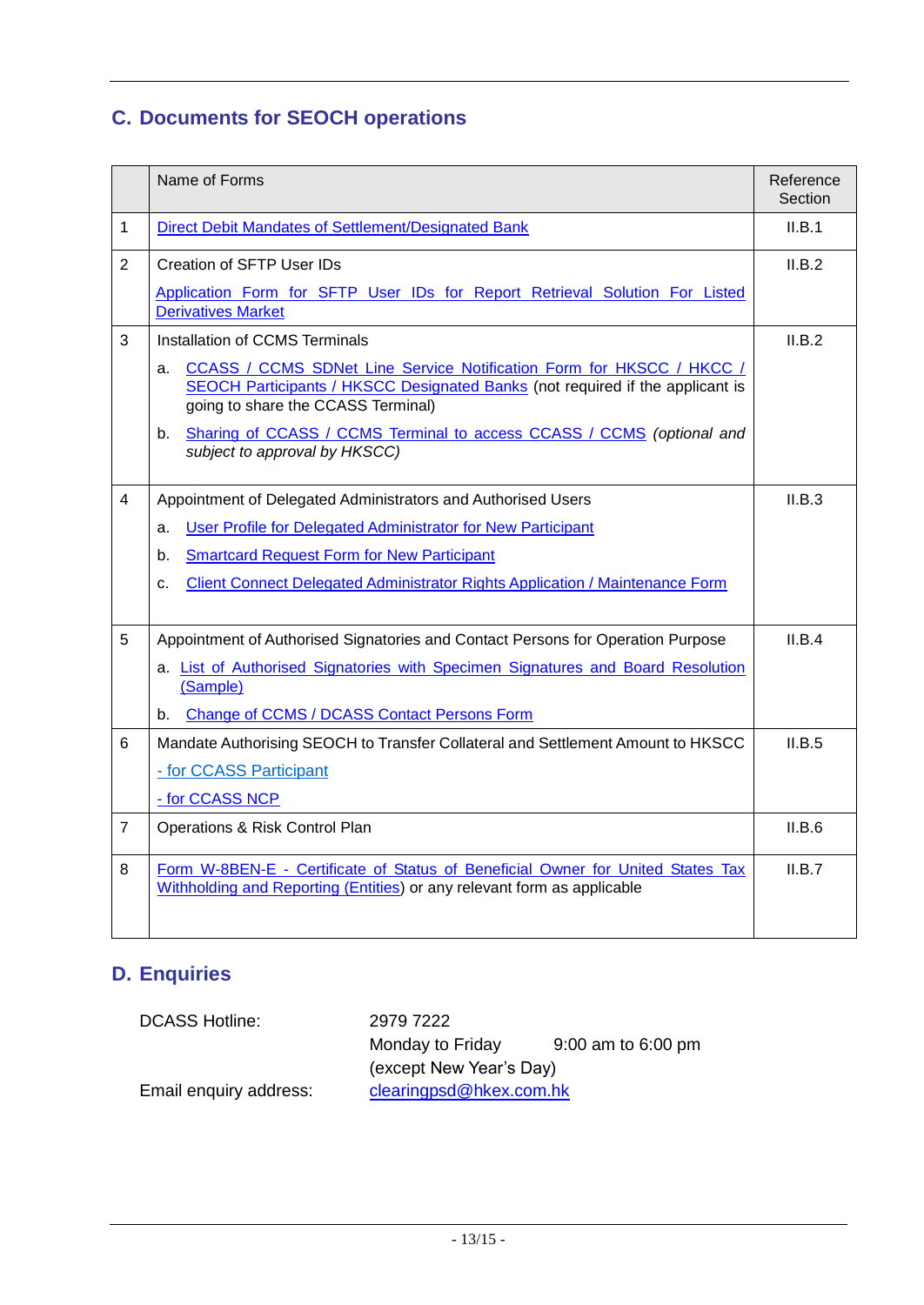## C. Documents for SEOCH operations

| | Name of Forms | Reference Section |
|---|---|---|
| 1 | Direct Debit Mandates of Settlement/Designated Bank | II.B.1 |
| 2 | Creation of SFTP User IDs<br>Application Form for SFTP User IDs for Report Retrieval Solution For Listed Derivatives Market | II.B.2 |
| 3 | Installation of CCMS Terminals<br>a. CCASS / CCMS SDNet Line Service Notification Form for HKSCC / HKCC / SEOCH Participants / HKSCC Designated Banks (not required if the applicant is going to share the CCASS Terminal)<br>b. Sharing of CCASS / CCMS Terminal to access CCASS / CCMS *(optional and subject to approval by HKSCC)* | II.B.2 |
| 4 | Appointment of Delegated Administrators and Authorised Users<br>a. User Profile for Delegated Administrator for New Participant<br>b. Smartcard Request Form for New Participant<br>c. Client Connect Delegated Administrator Rights Application / Maintenance Form | II.B.3 |
| 5 | Appointment of Authorised Signatories and Contact Persons for Operation Purpose<br>a. List of Authorised Signatories with Specimen Signatures and Board Resolution (Sample)<br>b. Change of CCMS / DCASS Contact Persons Form | II.B.4 |
| 6 | Mandate Authorising SEOCH to Transfer Collateral and Settlement Amount to HKSCC<br>- for CCASS Participant<br>- for CCASS NCP | II.B.5 |
| 7 | Operations & Risk Control Plan | II.B.6 |
| 8 | Form W-8BEN-E - Certificate of Status of Beneficial Owner for United States Tax Withholding and Reporting (Entities) or any relevant form as applicable | II.B.7 |

## D. Enquiries

| | |
|---|---|
| DCASS Hotline: | 2979 7222<br>Monday to Friday 9:00 am to 6:00 pm<br>(except New Year's Day) |
| Email enquiry address: | clearingpsd@hkex.com.hk |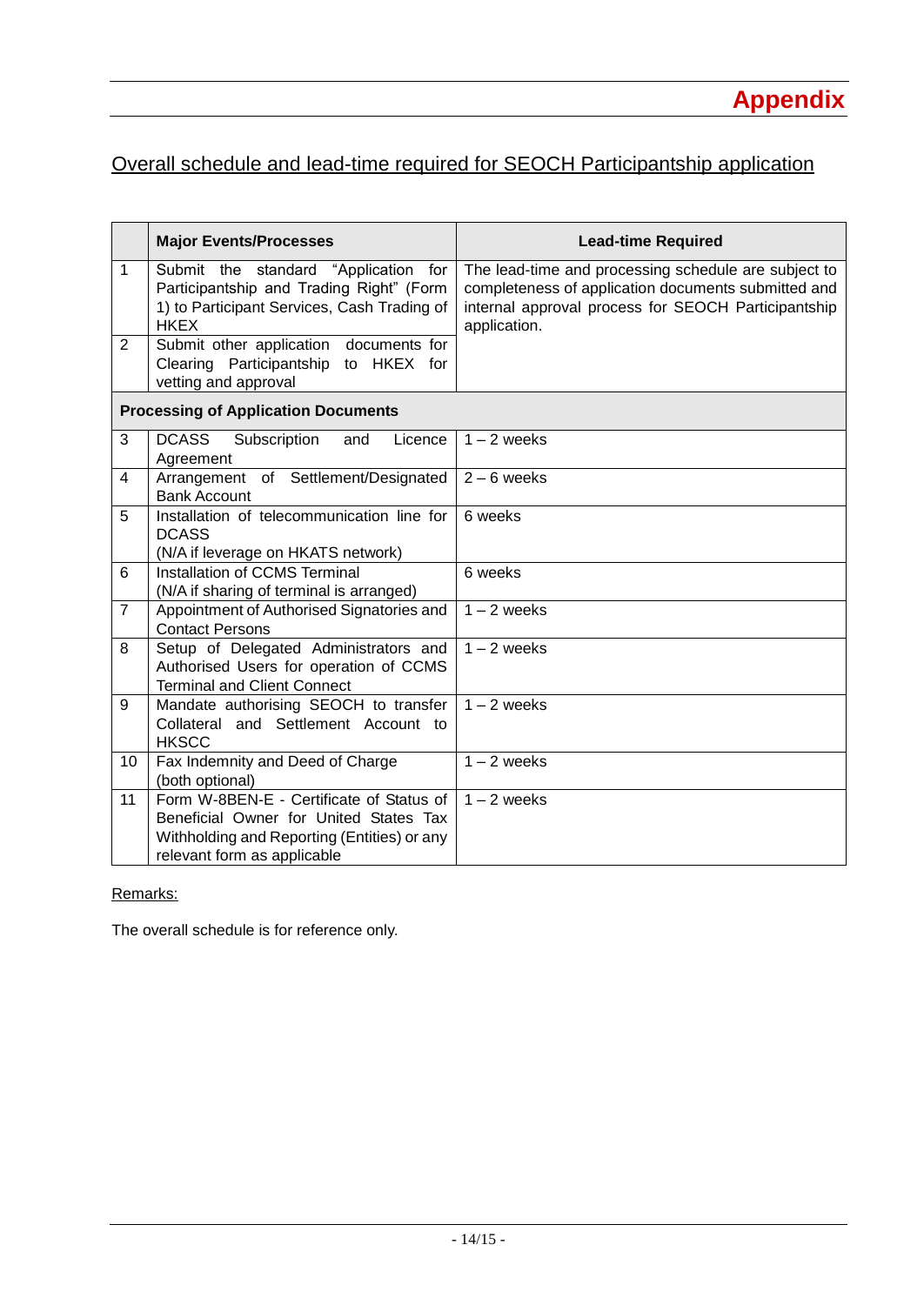# Appendix

## Overall schedule and lead-time required for SEOCH Participantship application

| | Major Events/Processes | Lead-time Required |
|---|---|---|
| 1 | Submit the standard "Application for Participantship and Trading Right" (Form 1) to Participant Services, Cash Trading of HKEX | The lead-time and processing schedule are subject to completeness of application documents submitted and internal approval process for SEOCH Participantship application. |
| 2 | Submit other application documents for Clearing Participantship to HKEX for vetting and approval | |
| **Processing of Application Documents** | | |
| 3 | DCASS Subscription and Licence Agreement | 1 – 2 weeks |
| 4 | Arrangement of Settlement/Designated Bank Account | 2 – 6 weeks |
| 5 | Installation of telecommunication line for DCASS (N/A if leverage on HKATS network) | 6 weeks |
| 6 | Installation of CCMS Terminal (N/A if sharing of terminal is arranged) | 6 weeks |
| 7 | Appointment of Authorised Signatories and Contact Persons | 1 – 2 weeks |
| 8 | Setup of Delegated Administrators and Authorised Users for operation of CCMS Terminal and Client Connect | 1 – 2 weeks |
| 9 | Mandate authorising SEOCH to transfer Collateral and Settlement Account to HKSCC | 1 – 2 weeks |
| 10 | Fax Indemnity and Deed of Charge (both optional) | 1 – 2 weeks |
| 11 | Form W-8BEN-E - Certificate of Status of Beneficial Owner for United States Tax Withholding and Reporting (Entities) or any relevant form as applicable | 1 – 2 weeks |

Remarks:

The overall schedule is for reference only.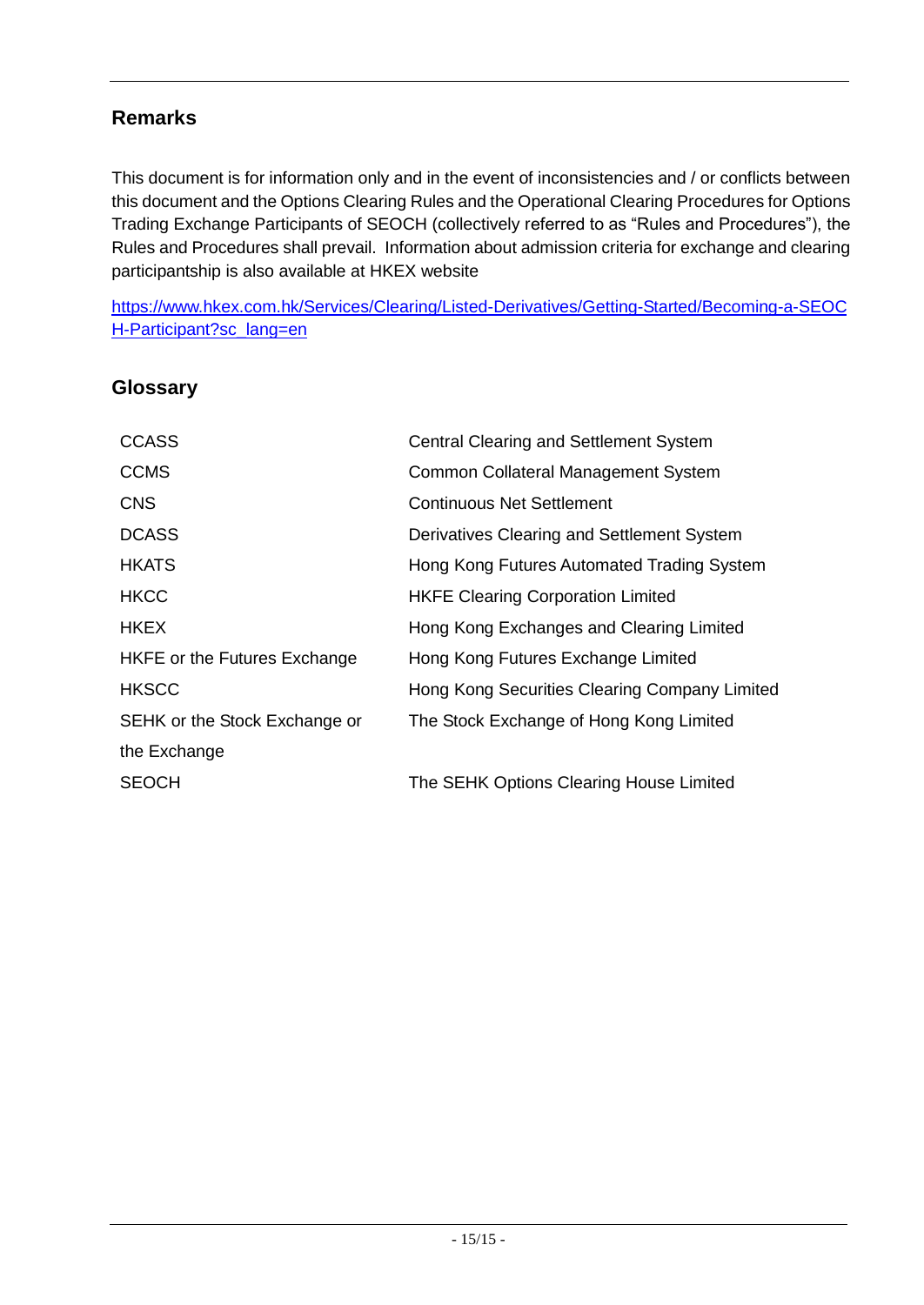## Remarks

This document is for information only and in the event of inconsistencies and / or conflicts between this document and the Options Clearing Rules and the Operational Clearing Procedures for Options Trading Exchange Participants of SEOCH (collectively referred to as "Rules and Procedures"), the Rules and Procedures shall prevail. Information about admission criteria for exchange and clearing participantship is also available at HKEX website

https://www.hkex.com.hk/Services/Clearing/Listed-Derivatives/Getting-Started/Becoming-a-SEOCH-Participant?sc_lang=en

## Glossary

| | |
|---|---|
| CCASS | Central Clearing and Settlement System |
| CCMS | Common Collateral Management System |
| CNS | Continuous Net Settlement |
| DCASS | Derivatives Clearing and Settlement System |
| HKATS | Hong Kong Futures Automated Trading System |
| HKCC | HKFE Clearing Corporation Limited |
| HKEX | Hong Kong Exchanges and Clearing Limited |
| HKFE or the Futures Exchange | Hong Kong Futures Exchange Limited |
| HKSCC | Hong Kong Securities Clearing Company Limited |
| SEHK or the Stock Exchange or the Exchange | The Stock Exchange of Hong Kong Limited |
| SEOCH | The SEHK Options Clearing House Limited |